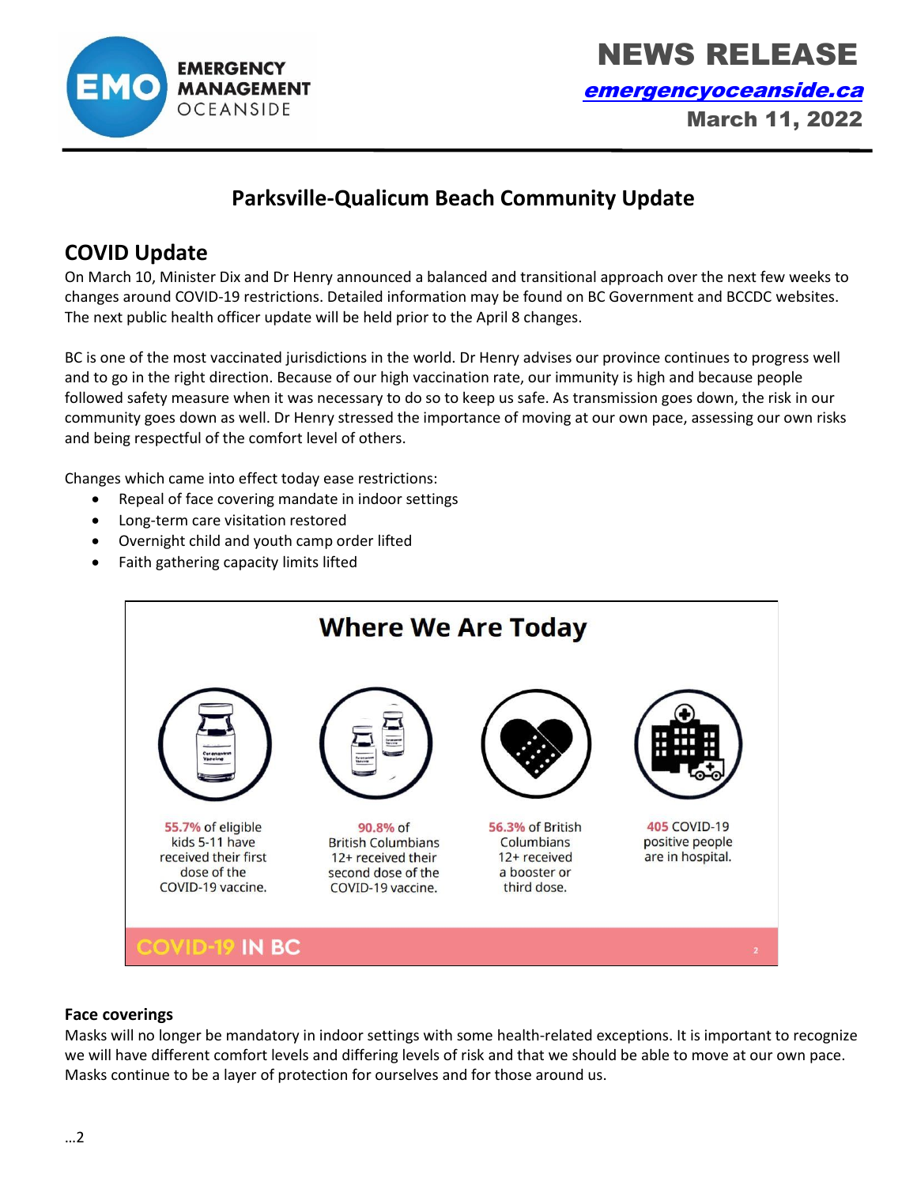# NEWS RELEASE

EMERGENCY MANAGEMENT OCEANSIDE

emergencyoceanside.ca

March 11, 2022

## Parksville-Qualicum Beach Community Update

## COVID Update

On March 10, Minister Dix and Dr Henry announced a balanced and transitional approach over the next few weeks to changes around COVID-19 restrictions. Detailed information may be found on BC Government and BCCDC websites. The next public health officer update will be held prior to the April 8 changes.

BC is one of the most vaccinated jurisdictions in the world. Dr Henry advises our province continues to progress well and to go in the right direction. Because of our high vaccination rate, our immunity is high and because people followed safety measure when it was necessary to do so to keep us safe. As transmission goes down, the risk in our community goes down as well. Dr Henry stressed the importance of moving at our own pace, assessing our own risks and being respectful of the comfort level of others.

Changes which came into effect today ease restrictions:

- Repeal of face covering mandate in indoor settings
- Long-term care visitation restored
- Overnight child and youth camp order lifted
- Faith gathering capacity limits lifted

### Where We Are Today

- 55.7% of eligible kids 5-11 have received their first dose of the COVID-19 vaccine.
- 90.8% of British Columbians 12+ received their second dose of the COVID-19 vaccine.
- 56.3% of British Columbians 12+ received a booster or third dose.
- 405 COVID-19 positive people are in hospital.

COVID-19 IN BC

### Face coverings

Masks will no longer be mandatory in indoor settings with some health-related exceptions. It is important to recognize we will have different comfort levels and differing levels of risk and that we should be able to move at our own pace. Masks continue to be a layer of protection for ourselves and for those around us.

…2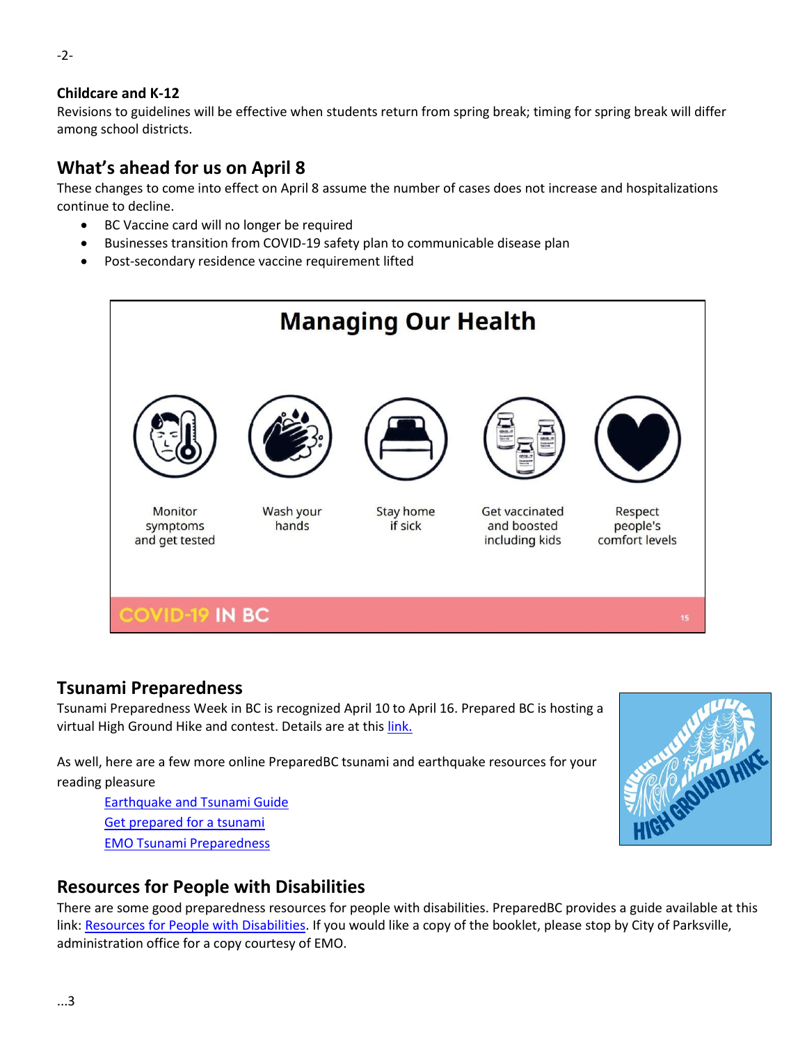**Childcare and K-12**
Revisions to guidelines will be effective when students return from spring break; timing for spring break will differ among school districts.

## What's ahead for us on April 8

These changes to come into effect on April 8 assume the number of cases does not increase and hospitalizations continue to decline.

- BC Vaccine card will no longer be required
- Businesses transition from COVID-19 safety plan to communicable disease plan
- Post-secondary residence vaccine requirement lifted

**Managing Our Health**

- Monitor symptoms and get tested
- Wash your hands
- Stay home if sick
- Get vaccinated and boosted including kids
- Respect people's comfort levels

COVID-19 IN BC

## Tsunami Preparedness

Tsunami Preparedness Week in BC is recognized April 10 to April 16. Prepared BC is hosting a virtual High Ground Hike and contest. Details are at this link.

As well, here are a few more online PreparedBC tsunami and earthquake resources for your reading pleasure

- Earthquake and Tsunami Guide
- Get prepared for a tsunami
- EMO Tsunami Preparedness

## Resources for People with Disabilities

There are some good preparedness resources for people with disabilities. PreparedBC provides a guide available at this link: Resources for People with Disabilities. If you would like a copy of the booklet, please stop by City of Parksville, administration office for a copy courtesy of EMO.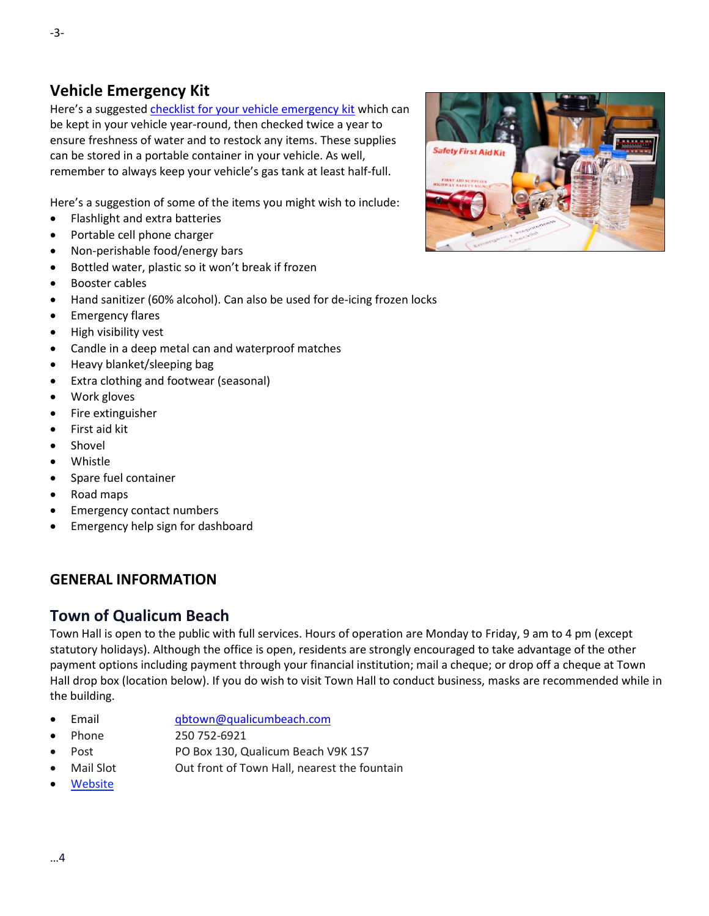## Vehicle Emergency Kit

Here's a suggested checklist for your vehicle emergency kit which can be kept in your vehicle year-round, then checked twice a year to ensure freshness of water and to restock any items. These supplies can be stored in a portable container in your vehicle. As well, remember to always keep your vehicle's gas tank at least half-full.

Here's a suggestion of some of the items you might wish to include:

- Flashlight and extra batteries
- Portable cell phone charger
- Non-perishable food/energy bars
- Bottled water, plastic so it won't break if frozen
- Booster cables
- Hand sanitizer (60% alcohol). Can also be used for de-icing frozen locks
- Emergency flares
- High visibility vest
- Candle in a deep metal can and waterproof matches
- Heavy blanket/sleeping bag
- Extra clothing and footwear (seasonal)
- Work gloves
- Fire extinguisher
- First aid kit
- Shovel
- Whistle
- Spare fuel container
- Road maps
- Emergency contact numbers
- Emergency help sign for dashboard

## GENERAL INFORMATION

## Town of Qualicum Beach

Town Hall is open to the public with full services. Hours of operation are Monday to Friday, 9 am to 4 pm (except statutory holidays). Although the office is open, residents are strongly encouraged to take advantage of the other payment options including payment through your financial institution; mail a cheque; or drop off a cheque at Town Hall drop box (location below). If you do wish to visit Town Hall to conduct business, masks are recommended while in the building.

- Email qbtown@qualicumbeach.com
- Phone 250 752-6921
- Post PO Box 130, Qualicum Beach V9K 1S7
- Mail Slot Out front of Town Hall, nearest the fountain
- Website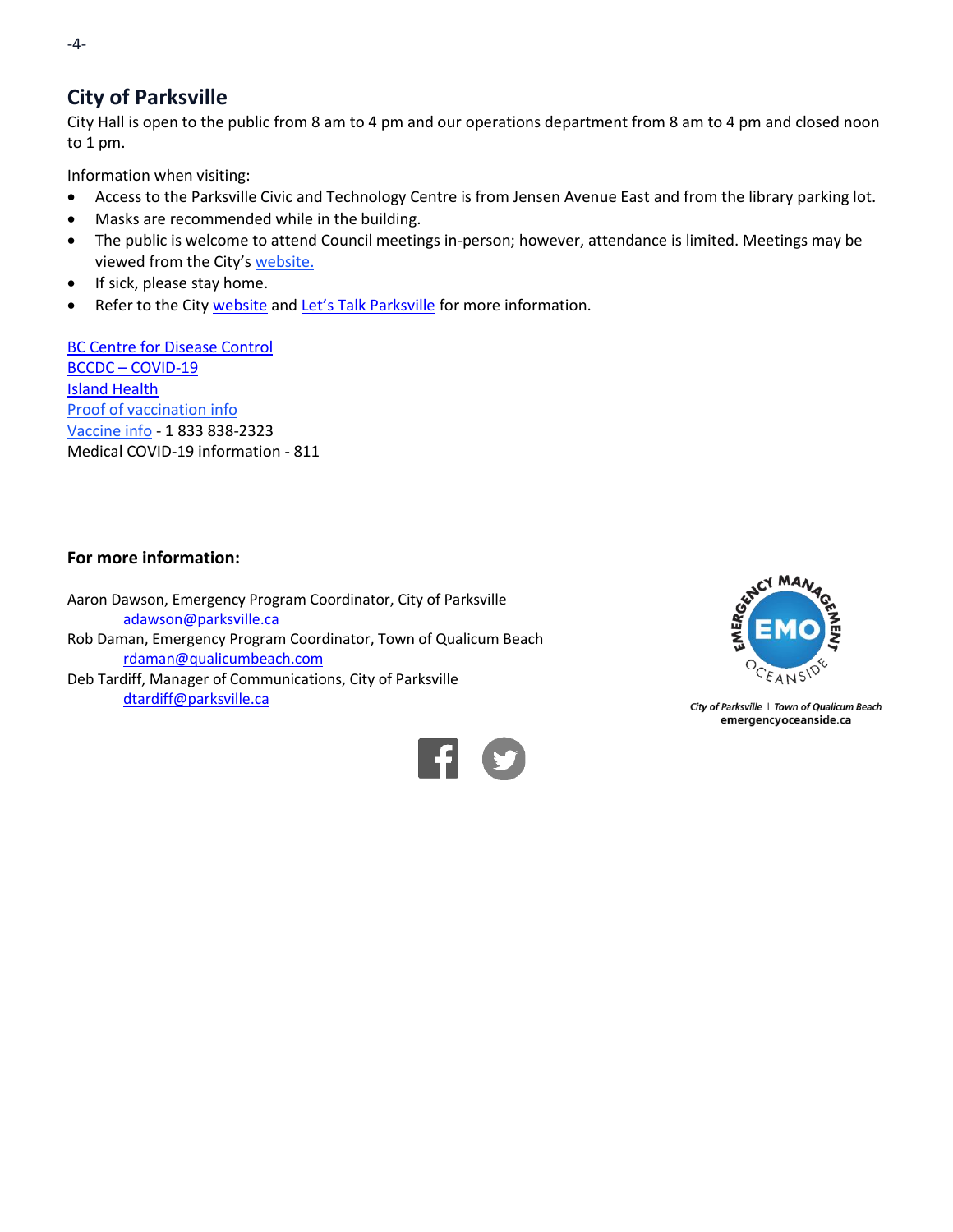## City of Parksville

City Hall is open to the public from 8 am to 4 pm and our operations department from 8 am to 4 pm and closed noon to 1 pm.

Information when visiting:

- Access to the Parksville Civic and Technology Centre is from Jensen Avenue East and from the library parking lot.
- Masks are recommended while in the building.
- The public is welcome to attend Council meetings in-person; however, attendance is limited. Meetings may be viewed from the City's website.
- If sick, please stay home.
- Refer to the City website and Let's Talk Parksville for more information.

BC Centre for Disease Control
BCCDC – COVID-19
Island Health
Proof of vaccination info
Vaccine info - 1 833 838-2323
Medical COVID-19 information - 811

**For more information:**

Aaron Dawson, Emergency Program Coordinator, City of Parksville
adawson@parksville.ca
Rob Daman, Emergency Program Coordinator, Town of Qualicum Beach
rdaman@qualicumbeach.com
Deb Tardiff, Manager of Communications, City of Parksville
dtardiff@parksville.ca

EMERGENCY MANAGEMENT EMO OCEANSIDE
City of Parksville | Town of Qualicum Beach
emergencyoceanside.ca